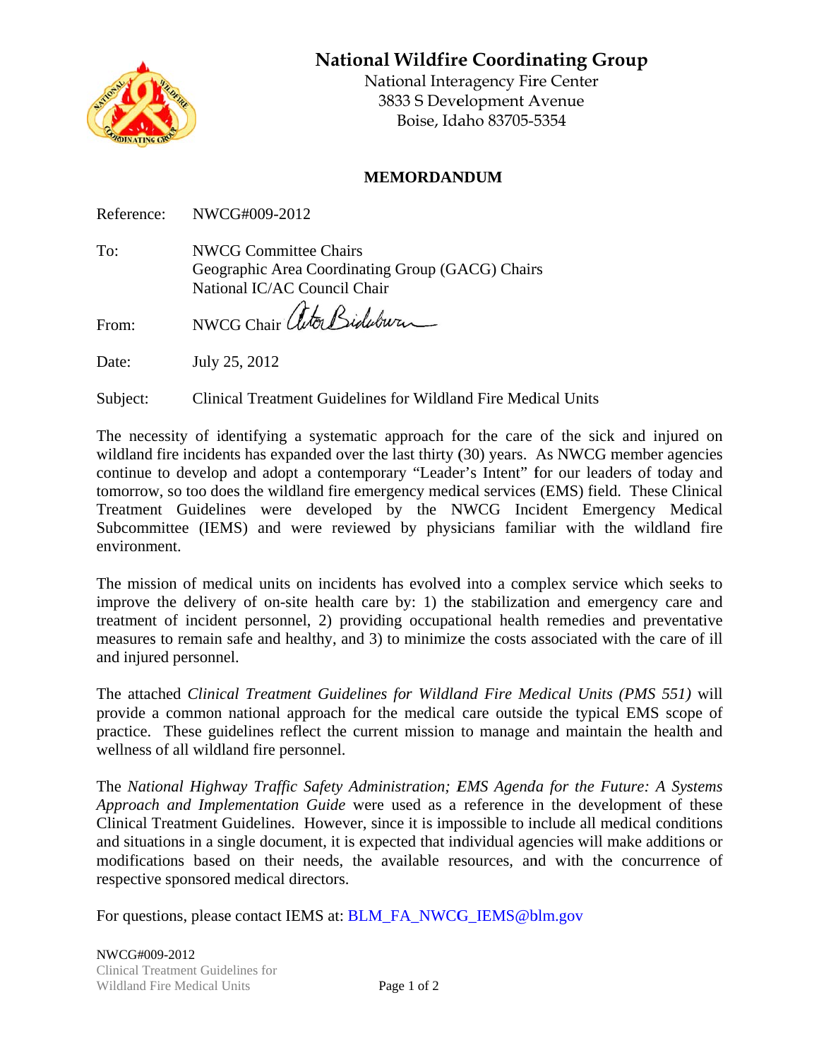# National Wildfire Coordinating Group

National Interagency Fire Center
3833 S Development Avenue
Boise, Idaho 83705-5354

## MEMORDANDUM

Reference: NWCG#009-2012

To: NWCG Committee Chairs
Geographic Area Coordinating Group (GACG) Chairs
National IC/AC Council Chair

From: NWCG Chair

Date: July 25, 2012

Subject: Clinical Treatment Guidelines for Wildland Fire Medical Units

The necessity of identifying a systematic approach for the care of the sick and injured on wildland fire incidents has expanded over the last thirty (30) years. As NWCG member agencies continue to develop and adopt a contemporary "Leader's Intent" for our leaders of today and tomorrow, so too does the wildland fire emergency medical services (EMS) field. These Clinical Treatment Guidelines were developed by the NWCG Incident Emergency Medical Subcommittee (IEMS) and were reviewed by physicians familiar with the wildland fire environment.

The mission of medical units on incidents has evolved into a complex service which seeks to improve the delivery of on-site health care by: 1) the stabilization and emergency care and treatment of incident personnel, 2) providing occupational health remedies and preventative measures to remain safe and healthy, and 3) to minimize the costs associated with the care of ill and injured personnel.

The attached *Clinical Treatment Guidelines for Wildland Fire Medical Units (PMS 551)* will provide a common national approach for the medical care outside the typical EMS scope of practice. These guidelines reflect the current mission to manage and maintain the health and wellness of all wildland fire personnel.

The *National Highway Traffic Safety Administration; EMS Agenda for the Future: A Systems Approach and Implementation Guide* were used as a reference in the development of these Clinical Treatment Guidelines. However, since it is impossible to include all medical conditions and situations in a single document, it is expected that individual agencies will make additions or modifications based on their needs, the available resources, and with the concurrence of respective sponsored medical directors.

For questions, please contact IEMS at: BLM_FA_NWCG_IEMS@blm.gov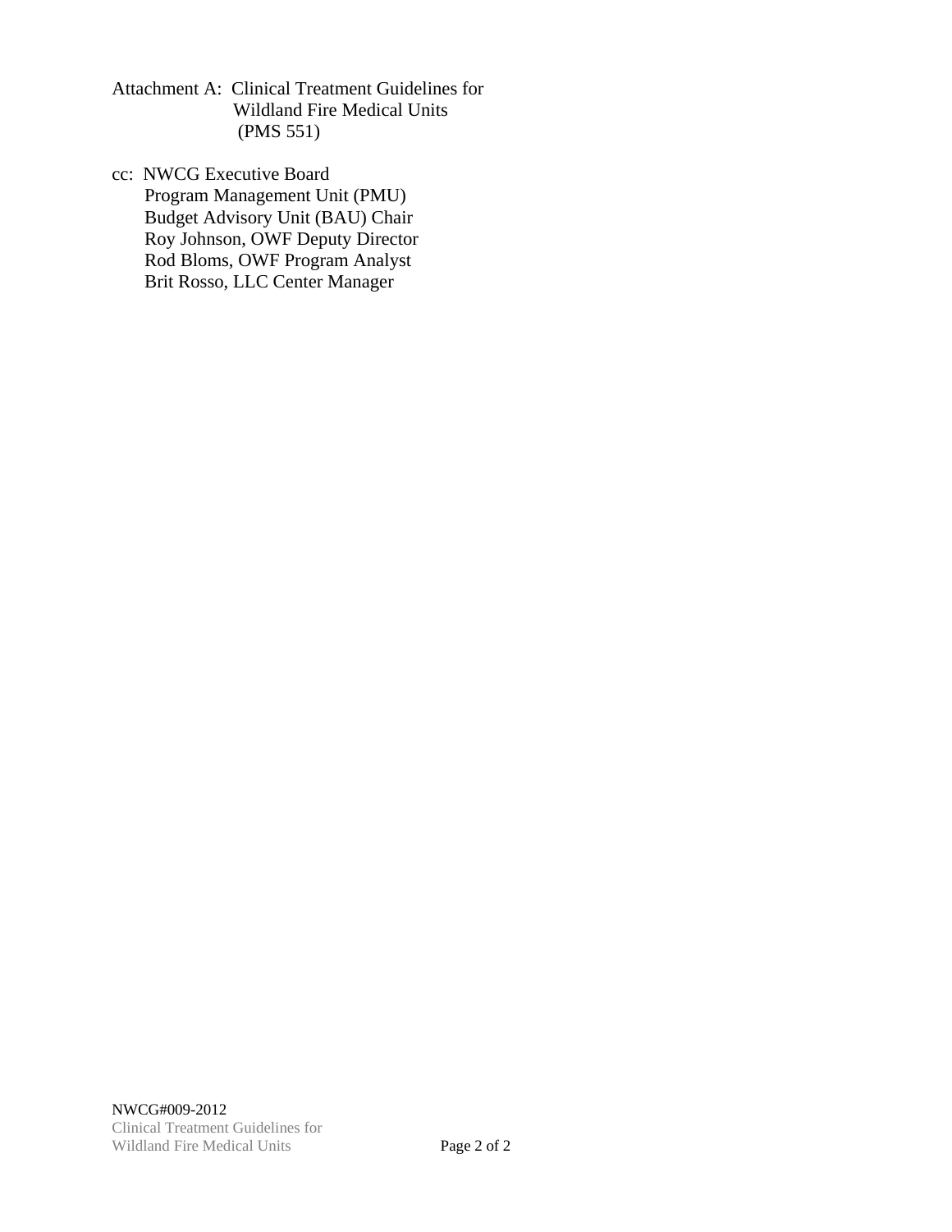Attachment A: Clinical Treatment Guidelines for
Wildland Fire Medical Units
(PMS 551)

cc: NWCG Executive Board
Program Management Unit (PMU)
Budget Advisory Unit (BAU) Chair
Roy Johnson, OWF Deputy Director
Rod Bloms, OWF Program Analyst
Brit Rosso, LLC Center Manager